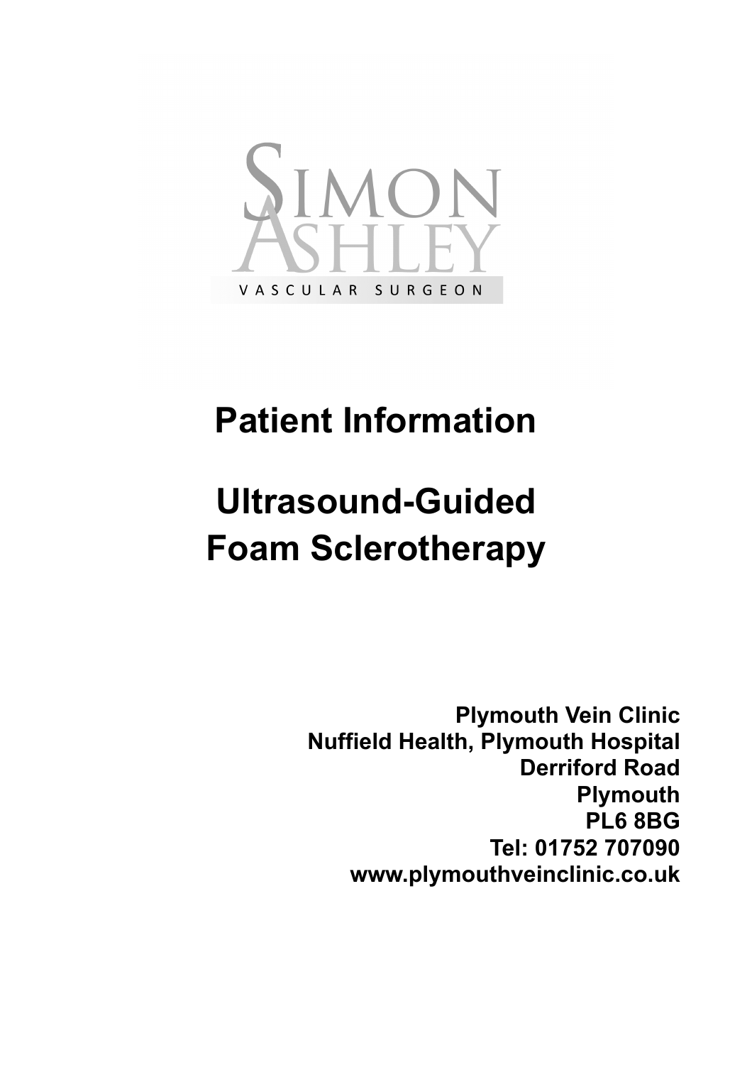SIMON ASHLEY

VASCULAR SURGEON

# Patient Information

# Ultrasound-Guided Foam Sclerotherapy

**Plymouth Vein Clinic**
**Nuffield Health, Plymouth Hospital**
**Derriford Road**
**Plymouth**
**PL6 8BG**
**Tel: 01752 707090**
**www.plymouthveinclinic.co.uk**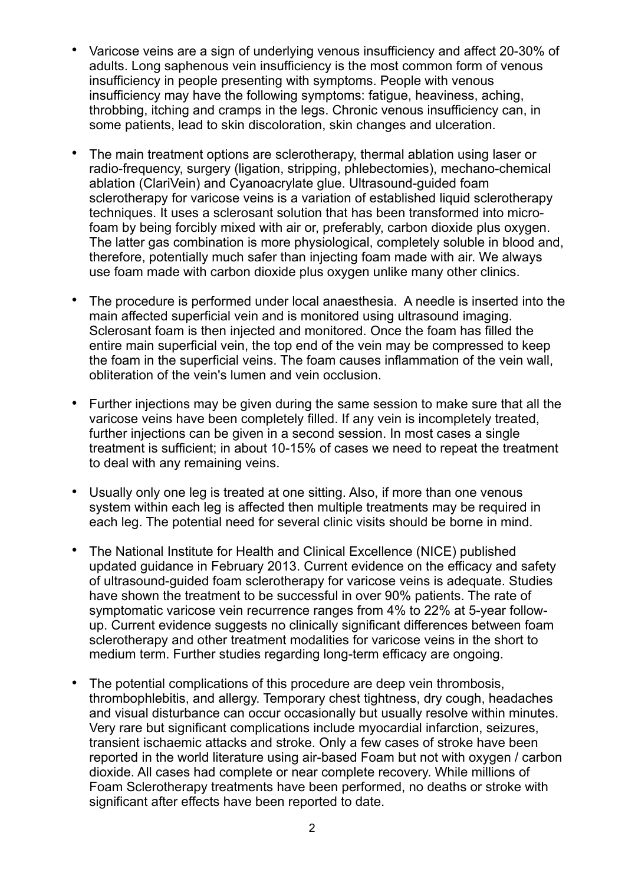- Varicose veins are a sign of underlying venous insufficiency and affect 20-30% of adults. Long saphenous vein insufficiency is the most common form of venous insufficiency in people presenting with symptoms. People with venous insufficiency may have the following symptoms: fatigue, heaviness, aching, throbbing, itching and cramps in the legs. Chronic venous insufficiency can, in some patients, lead to skin discoloration, skin changes and ulceration.

- The main treatment options are sclerotherapy, thermal ablation using laser or radio-frequency, surgery (ligation, stripping, phlebectomies), mechano-chemical ablation (ClariVein) and Cyanoacrylate glue. Ultrasound-guided foam sclerotherapy for varicose veins is a variation of established liquid sclerotherapy techniques. It uses a sclerosant solution that has been transformed into micro-foam by being forcibly mixed with air or, preferably, carbon dioxide plus oxygen. The latter gas combination is more physiological, completely soluble in blood and, therefore, potentially much safer than injecting foam made with air. We always use foam made with carbon dioxide plus oxygen unlike many other clinics.

- The procedure is performed under local anaesthesia. A needle is inserted into the main affected superficial vein and is monitored using ultrasound imaging. Sclerosant foam is then injected and monitored. Once the foam has filled the entire main superficial vein, the top end of the vein may be compressed to keep the foam in the superficial veins. The foam causes inflammation of the vein wall, obliteration of the vein's lumen and vein occlusion.

- Further injections may be given during the same session to make sure that all the varicose veins have been completely filled. If any vein is incompletely treated, further injections can be given in a second session. In most cases a single treatment is sufficient; in about 10-15% of cases we need to repeat the treatment to deal with any remaining veins.

- Usually only one leg is treated at one sitting. Also, if more than one venous system within each leg is affected then multiple treatments may be required in each leg. The potential need for several clinic visits should be borne in mind.

- The National Institute for Health and Clinical Excellence (NICE) published updated guidance in February 2013. Current evidence on the efficacy and safety of ultrasound-guided foam sclerotherapy for varicose veins is adequate. Studies have shown the treatment to be successful in over 90% patients. The rate of symptomatic varicose vein recurrence ranges from 4% to 22% at 5-year follow-up. Current evidence suggests no clinically significant differences between foam sclerotherapy and other treatment modalities for varicose veins in the short to medium term. Further studies regarding long-term efficacy are ongoing.

- The potential complications of this procedure are deep vein thrombosis, thrombophlebitis, and allergy. Temporary chest tightness, dry cough, headaches and visual disturbance can occur occasionally but usually resolve within minutes. Very rare but significant complications include myocardial infarction, seizures, transient ischaemic attacks and stroke. Only a few cases of stroke have been reported in the world literature using air-based Foam but not with oxygen / carbon dioxide. All cases had complete or near complete recovery. While millions of Foam Sclerotherapy treatments have been performed, no deaths or stroke with significant after effects have been reported to date.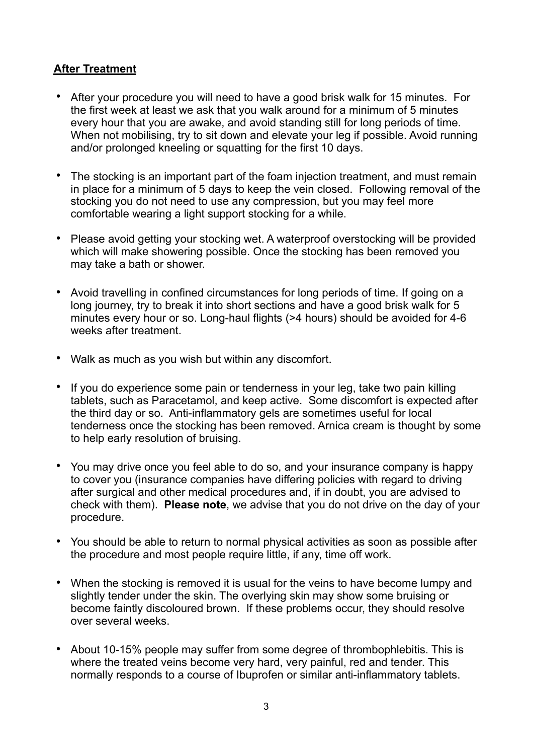**After Treatment**

- After your procedure you will need to have a good brisk walk for 15 minutes. For the first week at least we ask that you walk around for a minimum of 5 minutes every hour that you are awake, and avoid standing still for long periods of time. When not mobilising, try to sit down and elevate your leg if possible. Avoid running and/or prolonged kneeling or squatting for the first 10 days.

- The stocking is an important part of the foam injection treatment, and must remain in place for a minimum of 5 days to keep the vein closed. Following removal of the stocking you do not need to use any compression, but you may feel more comfortable wearing a light support stocking for a while.

- Please avoid getting your stocking wet. A waterproof overstocking will be provided which will make showering possible. Once the stocking has been removed you may take a bath or shower.

- Avoid travelling in confined circumstances for long periods of time. If going on a long journey, try to break it into short sections and have a good brisk walk for 5 minutes every hour or so. Long-haul flights (>4 hours) should be avoided for 4-6 weeks after treatment.

- Walk as much as you wish but within any discomfort.

- If you do experience some pain or tenderness in your leg, take two pain killing tablets, such as Paracetamol, and keep active. Some discomfort is expected after the third day or so. Anti-inflammatory gels are sometimes useful for local tenderness once the stocking has been removed. Arnica cream is thought by some to help early resolution of bruising.

- You may drive once you feel able to do so, and your insurance company is happy to cover you (insurance companies have differing policies with regard to driving after surgical and other medical procedures and, if in doubt, you are advised to check with them). **Please note**, we advise that you do not drive on the day of your procedure.

- You should be able to return to normal physical activities as soon as possible after the procedure and most people require little, if any, time off work.

- When the stocking is removed it is usual for the veins to have become lumpy and slightly tender under the skin. The overlying skin may show some bruising or become faintly discoloured brown. If these problems occur, they should resolve over several weeks.

- About 10-15% people may suffer from some degree of thrombophlebitis. This is where the treated veins become very hard, very painful, red and tender. This normally responds to a course of Ibuprofen or similar anti-inflammatory tablets.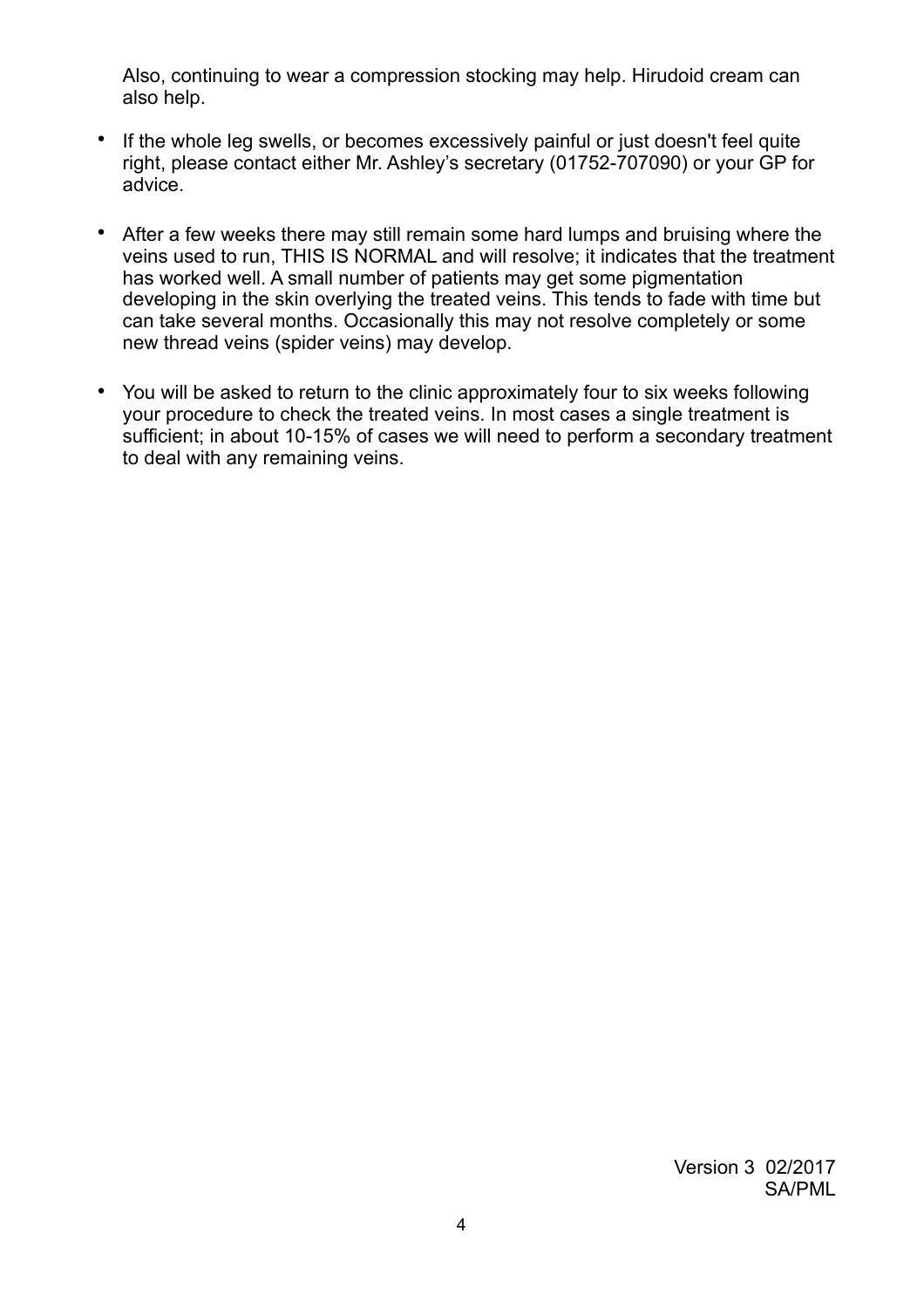Also, continuing to wear a compression stocking may help. Hirudoid cream can also help.

- If the whole leg swells, or becomes excessively painful or just doesn't feel quite right, please contact either Mr. Ashley's secretary (01752-707090) or your GP for advice.

- After a few weeks there may still remain some hard lumps and bruising where the veins used to run, THIS IS NORMAL and will resolve; it indicates that the treatment has worked well. A small number of patients may get some pigmentation developing in the skin overlying the treated veins. This tends to fade with time but can take several months. Occasionally this may not resolve completely or some new thread veins (spider veins) may develop.

- You will be asked to return to the clinic approximately four to six weeks following your procedure to check the treated veins. In most cases a single treatment is sufficient; in about 10-15% of cases we will need to perform a secondary treatment to deal with any remaining veins.

Version 3 02/2017
SA/PML